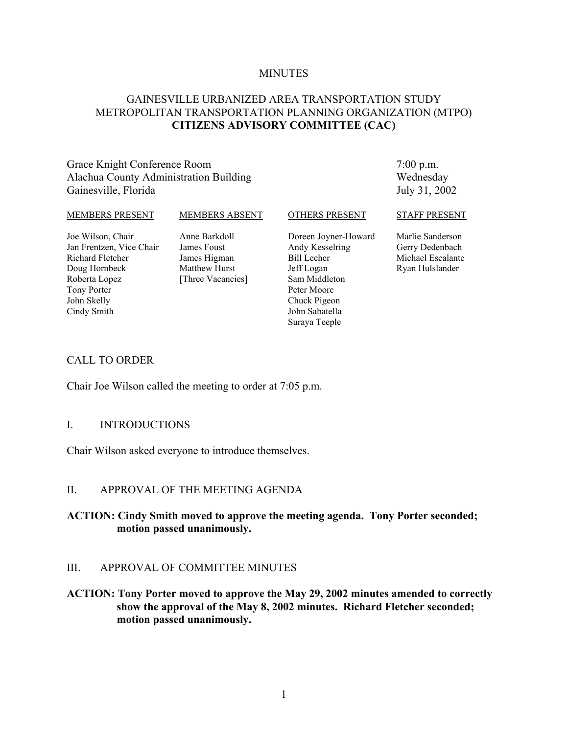MINUTES

# GAINESVILLE URBANIZED AREA TRANSPORTATION STUDY METROPOLITAN TRANSPORTATION PLANNING ORGANIZATION (MTPO) **CITIZENS ADVISORY COMMITTEE (CAC)**

Grace Knight Conference Room
Alachua County Administration Building
Gainesville, Florida

7:00 p.m.
Wednesday
July 31, 2002

| MEMBERS PRESENT | MEMBERS ABSENT | OTHERS PRESENT | STAFF PRESENT |
|---|---|---|---|
| Joe Wilson, Chair | Anne Barkdoll | Doreen Joyner-Howard | Marlie Sanderson |
| Jan Frentzen, Vice Chair | James Foust | Andy Kesselring | Gerry Dedenbach |
| Richard Fletcher | James Higman | Bill Lecher | Michael Escalante |
| Doug Hornbeck | Matthew Hurst | Jeff Logan | Ryan Hulslander |
| Roberta Lopez | [Three Vacancies] | Sam Middleton | |
| Tony Porter | | Peter Moore | |
| John Skelly | | Chuck Pigeon | |
| Cindy Smith | | John Sabatella | |
| | | Suraya Teeple | |

## CALL TO ORDER

Chair Joe Wilson called the meeting to order at 7:05 p.m.

## I. INTRODUCTIONS

Chair Wilson asked everyone to introduce themselves.

## II. APPROVAL OF THE MEETING AGENDA

**ACTION: Cindy Smith moved to approve the meeting agenda. Tony Porter seconded; motion passed unanimously.**

## III. APPROVAL OF COMMITTEE MINUTES

**ACTION: Tony Porter moved to approve the May 29, 2002 minutes amended to correctly show the approval of the May 8, 2002 minutes. Richard Fletcher seconded; motion passed unanimously.**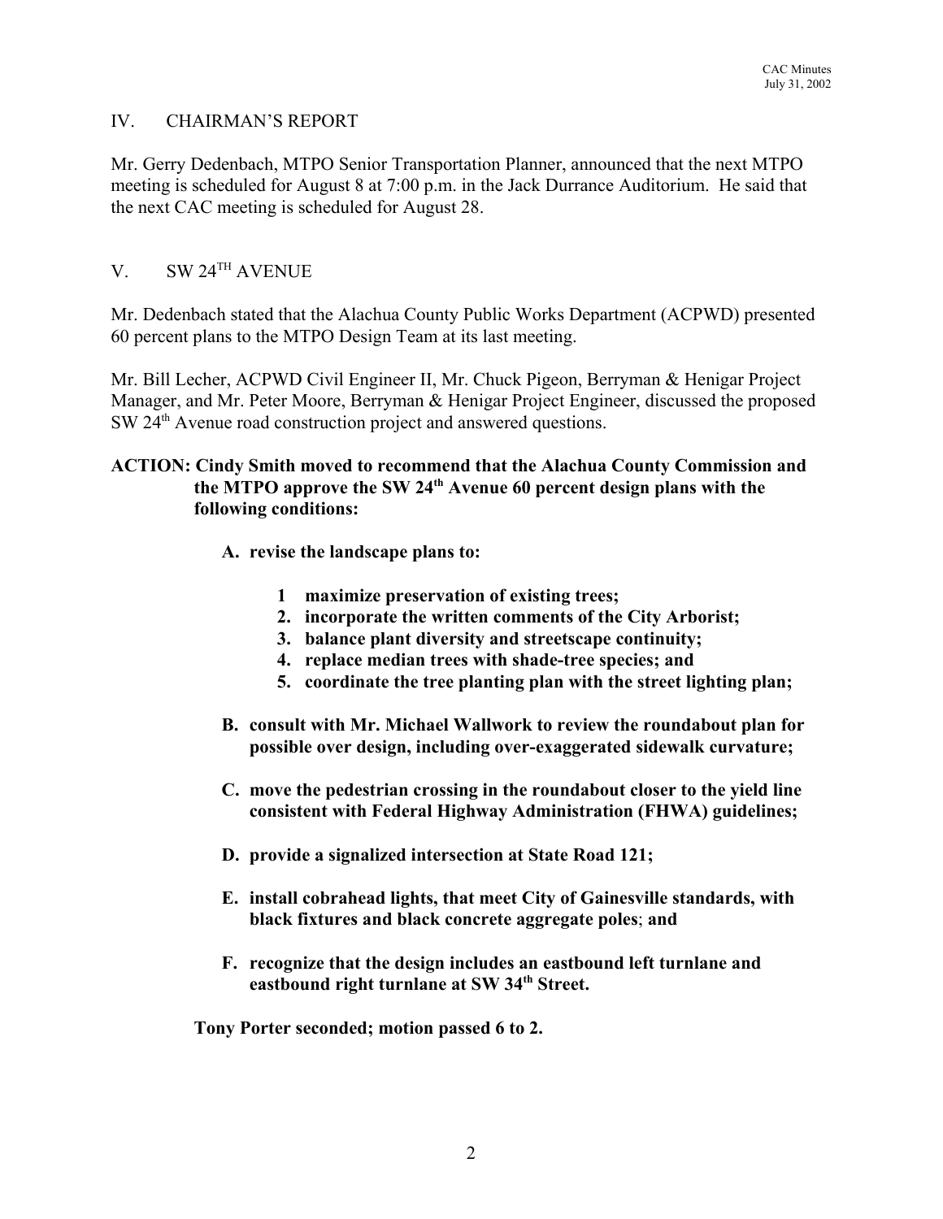## IV. CHAIRMAN'S REPORT

Mr. Gerry Dedenbach, MTPO Senior Transportation Planner, announced that the next MTPO meeting is scheduled for August 8 at 7:00 p.m. in the Jack Durrance Auditorium. He said that the next CAC meeting is scheduled for August 28.

## V. SW 24TH AVENUE

Mr. Dedenbach stated that the Alachua County Public Works Department (ACPWD) presented 60 percent plans to the MTPO Design Team at its last meeting.

Mr. Bill Lecher, ACPWD Civil Engineer II, Mr. Chuck Pigeon, Berryman & Henigar Project Manager, and Mr. Peter Moore, Berryman & Henigar Project Engineer, discussed the proposed SW 24th Avenue road construction project and answered questions.

**ACTION: Cindy Smith moved to recommend that the Alachua County Commission and the MTPO approve the SW 24th Avenue 60 percent design plans with the following conditions:**

**A. revise the landscape plans to:**

1. **maximize preservation of existing trees;**
2. **incorporate the written comments of the City Arborist;**
3. **balance plant diversity and streetscape continuity;**
4. **replace median trees with shade-tree species; and**
5. **coordinate the tree planting plan with the street lighting plan;**

**B. consult with Mr. Michael Wallwork to review the roundabout plan for possible over design, including over-exaggerated sidewalk curvature;**

**C. move the pedestrian crossing in the roundabout closer to the yield line consistent with Federal Highway Administration (FHWA) guidelines;**

**D. provide a signalized intersection at State Road 121;**

**E. install cobrahead lights, that meet City of Gainesville standards, with black fixtures and black concrete aggregate poles; and**

**F. recognize that the design includes an eastbound left turnlane and eastbound right turnlane at SW 34th Street.**

**Tony Porter seconded; motion passed 6 to 2.**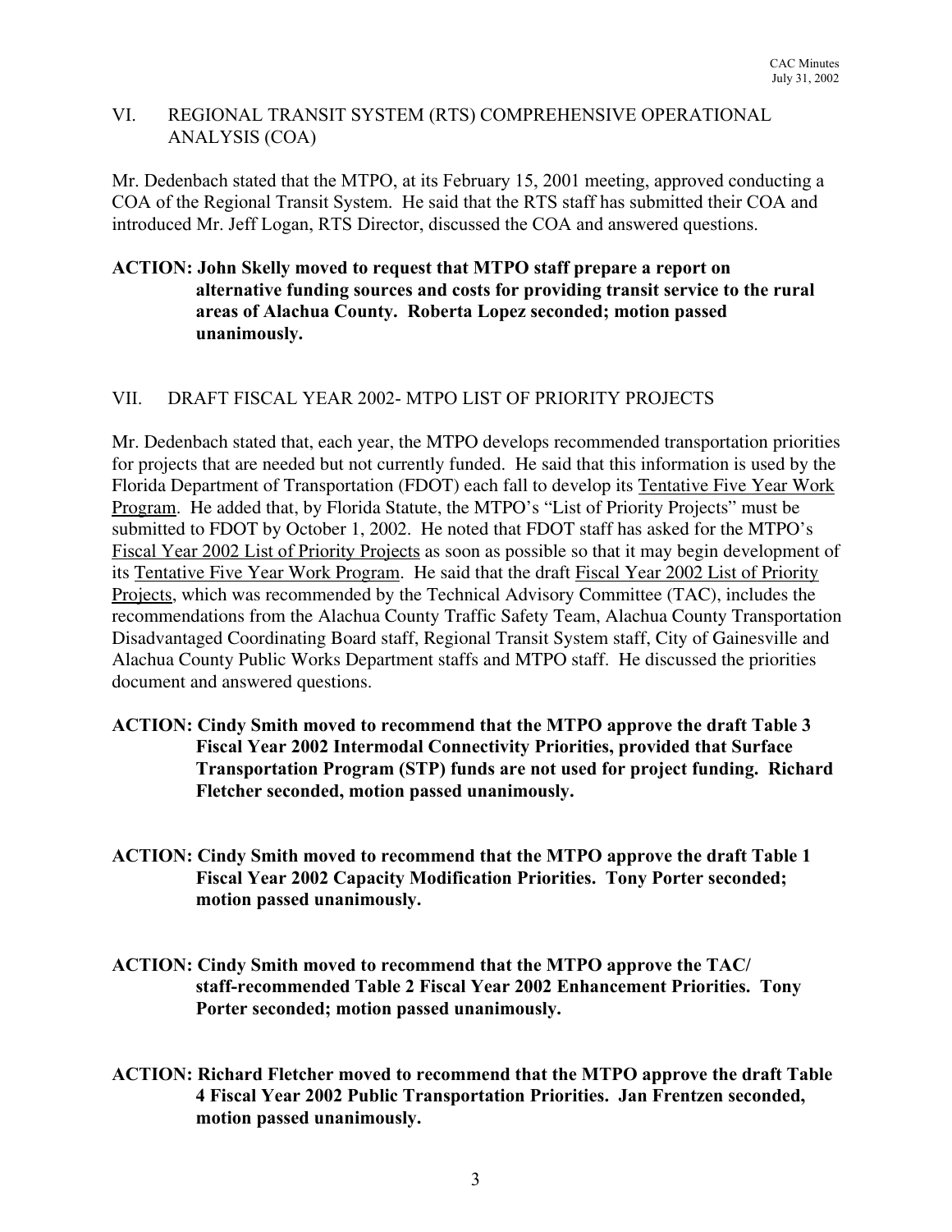## VI. REGIONAL TRANSIT SYSTEM (RTS) COMPREHENSIVE OPERATIONAL ANALYSIS (COA)

Mr. Dedenbach stated that the MTPO, at its February 15, 2001 meeting, approved conducting a COA of the Regional Transit System. He said that the RTS staff has submitted their COA and introduced Mr. Jeff Logan, RTS Director, discussed the COA and answered questions.

**ACTION: John Skelly moved to request that MTPO staff prepare a report on alternative funding sources and costs for providing transit service to the rural areas of Alachua County. Roberta Lopez seconded; motion passed unanimously.**

## VII. DRAFT FISCAL YEAR 2002- MTPO LIST OF PRIORITY PROJECTS

Mr. Dedenbach stated that, each year, the MTPO develops recommended transportation priorities for projects that are needed but not currently funded. He said that this information is used by the Florida Department of Transportation (FDOT) each fall to develop its Tentative Five Year Work Program. He added that, by Florida Statute, the MTPO's "List of Priority Projects" must be submitted to FDOT by October 1, 2002. He noted that FDOT staff has asked for the MTPO's Fiscal Year 2002 List of Priority Projects as soon as possible so that it may begin development of its Tentative Five Year Work Program. He said that the draft Fiscal Year 2002 List of Priority Projects, which was recommended by the Technical Advisory Committee (TAC), includes the recommendations from the Alachua County Traffic Safety Team, Alachua County Transportation Disadvantaged Coordinating Board staff, Regional Transit System staff, City of Gainesville and Alachua County Public Works Department staffs and MTPO staff. He discussed the priorities document and answered questions.

**ACTION: Cindy Smith moved to recommend that the MTPO approve the draft Table 3 Fiscal Year 2002 Intermodal Connectivity Priorities, provided that Surface Transportation Program (STP) funds are not used for project funding. Richard Fletcher seconded, motion passed unanimously.**

**ACTION: Cindy Smith moved to recommend that the MTPO approve the draft Table 1 Fiscal Year 2002 Capacity Modification Priorities. Tony Porter seconded; motion passed unanimously.**

**ACTION: Cindy Smith moved to recommend that the MTPO approve the TAC/ staff-recommended Table 2 Fiscal Year 2002 Enhancement Priorities. Tony Porter seconded; motion passed unanimously.**

**ACTION: Richard Fletcher moved to recommend that the MTPO approve the draft Table 4 Fiscal Year 2002 Public Transportation Priorities. Jan Frentzen seconded, motion passed unanimously.**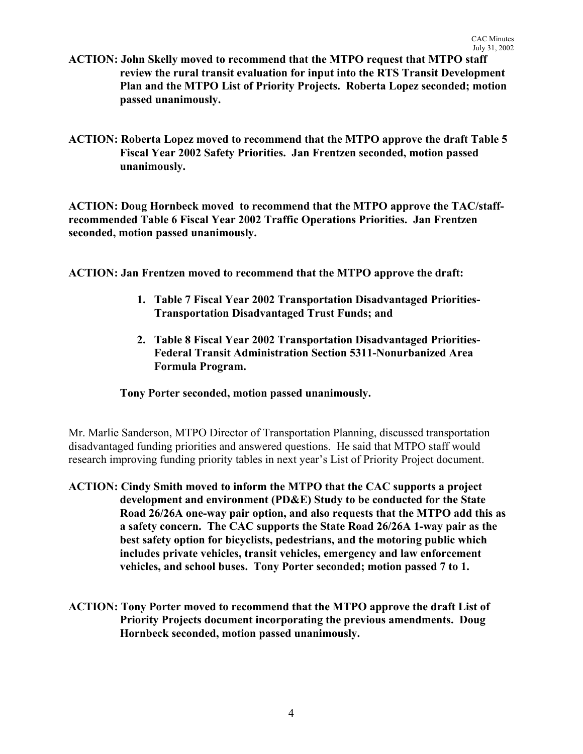**ACTION: John Skelly moved to recommend that the MTPO request that MTPO staff review the rural transit evaluation for input into the RTS Transit Development Plan and the MTPO List of Priority Projects. Roberta Lopez seconded; motion passed unanimously.**

**ACTION: Roberta Lopez moved to recommend that the MTPO approve the draft Table 5 Fiscal Year 2002 Safety Priorities. Jan Frentzen seconded, motion passed unanimously.**

**ACTION: Doug Hornbeck moved to recommend that the MTPO approve the TAC/staff-recommended Table 6 Fiscal Year 2002 Traffic Operations Priorities. Jan Frentzen seconded, motion passed unanimously.**

**ACTION: Jan Frentzen moved to recommend that the MTPO approve the draft:**

1. **Table 7 Fiscal Year 2002 Transportation Disadvantaged Priorities-Transportation Disadvantaged Trust Funds; and**
2. **Table 8 Fiscal Year 2002 Transportation Disadvantaged Priorities-Federal Transit Administration Section 5311-Nonurbanized Area Formula Program.**

**Tony Porter seconded, motion passed unanimously.**

Mr. Marlie Sanderson, MTPO Director of Transportation Planning, discussed transportation disadvantaged funding priorities and answered questions. He said that MTPO staff would research improving funding priority tables in next year's List of Priority Project document.

**ACTION: Cindy Smith moved to inform the MTPO that the CAC supports a project development and environment (PD&E) Study to be conducted for the State Road 26/26A one-way pair option, and also requests that the MTPO add this as a safety concern. The CAC supports the State Road 26/26A 1-way pair as the best safety option for bicyclists, pedestrians, and the motoring public which includes private vehicles, transit vehicles, emergency and law enforcement vehicles, and school buses. Tony Porter seconded; motion passed 7 to 1.**

**ACTION: Tony Porter moved to recommend that the MTPO approve the draft List of Priority Projects document incorporating the previous amendments. Doug Hornbeck seconded, motion passed unanimously.**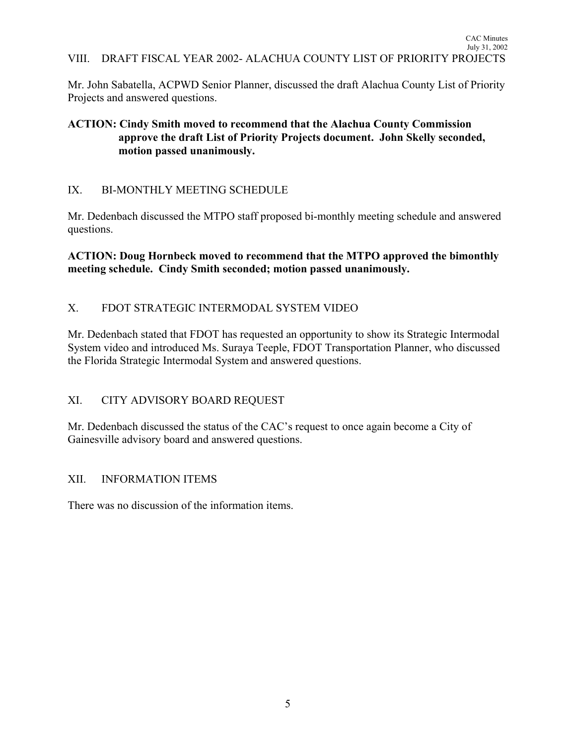## VIII. DRAFT FISCAL YEAR 2002- ALACHUA COUNTY LIST OF PRIORITY PROJECTS

Mr. John Sabatella, ACPWD Senior Planner, discussed the draft Alachua County List of Priority Projects and answered questions.

**ACTION: Cindy Smith moved to recommend that the Alachua County Commission approve the draft List of Priority Projects document. John Skelly seconded, motion passed unanimously.**

## IX. BI-MONTHLY MEETING SCHEDULE

Mr. Dedenbach discussed the MTPO staff proposed bi-monthly meeting schedule and answered questions.

**ACTION: Doug Hornbeck moved to recommend that the MTPO approved the bimonthly meeting schedule. Cindy Smith seconded; motion passed unanimously.**

## X. FDOT STRATEGIC INTERMODAL SYSTEM VIDEO

Mr. Dedenbach stated that FDOT has requested an opportunity to show its Strategic Intermodal System video and introduced Ms. Suraya Teeple, FDOT Transportation Planner, who discussed the Florida Strategic Intermodal System and answered questions.

## XI. CITY ADVISORY BOARD REQUEST

Mr. Dedenbach discussed the status of the CAC's request to once again become a City of Gainesville advisory board and answered questions.

## XII. INFORMATION ITEMS

There was no discussion of the information items.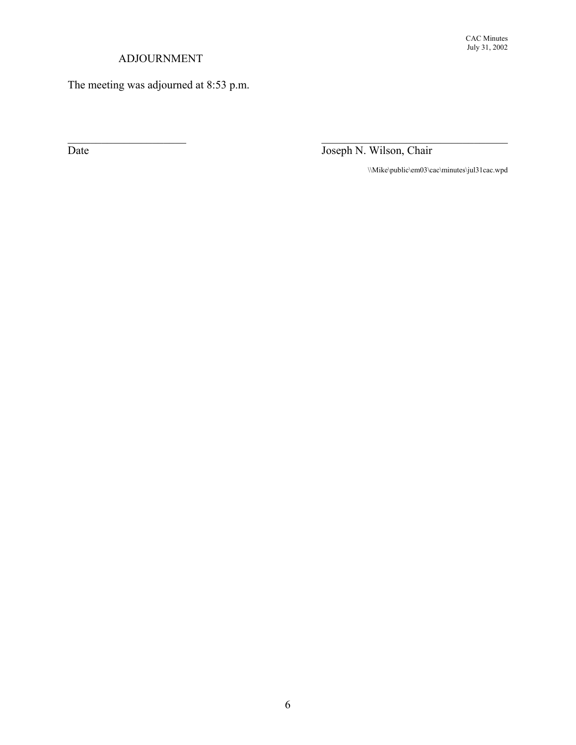ADJOURNMENT

The meeting was adjourned at 8:53 p.m.

______________________ ___________________________________

Date Joseph N. Wilson, Chair

\\Mike\public\em03\cac\minutes\jul31cac.wpd